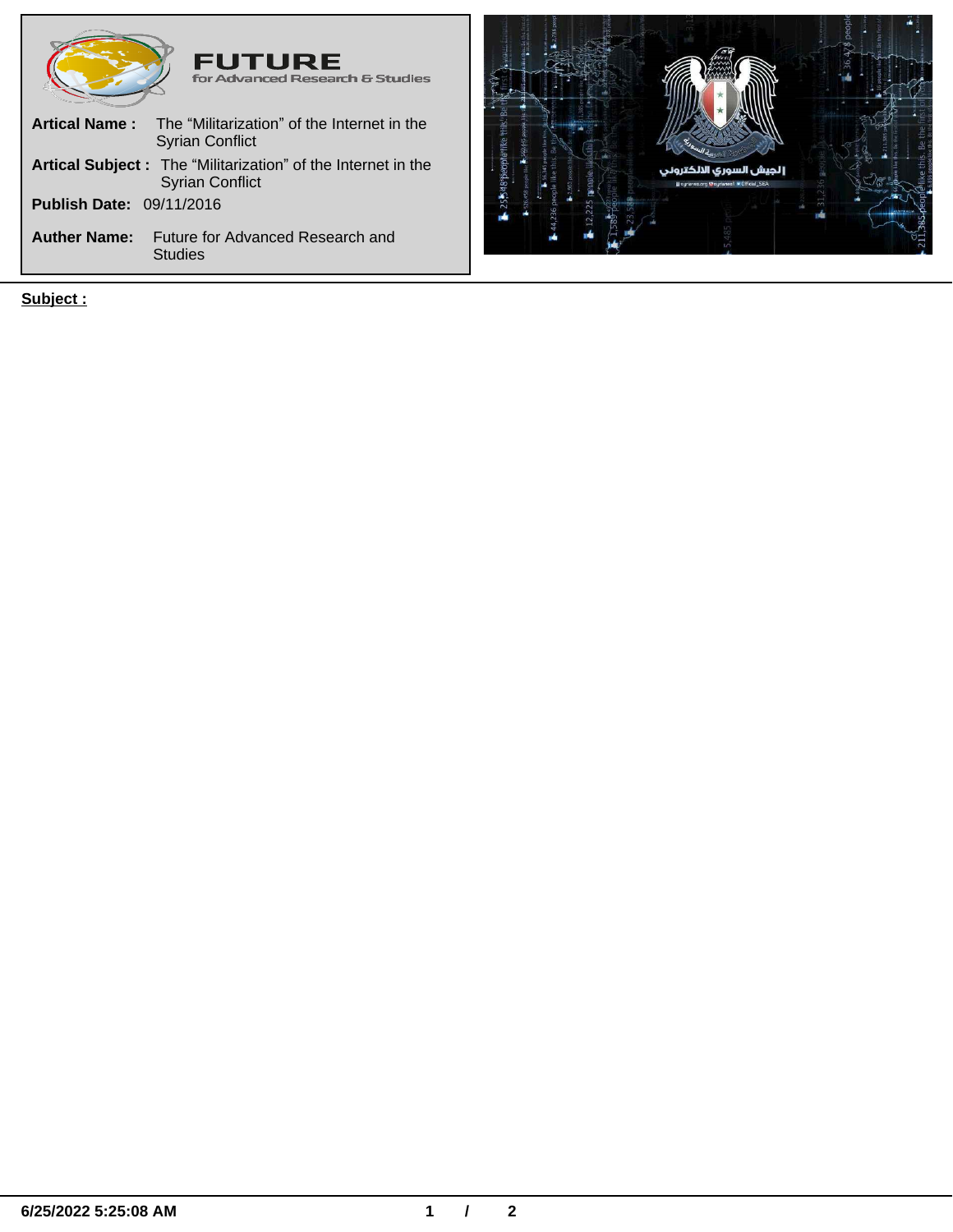**FUTURE**
for Advanced Research & Studies

**Artical Name :** The “Militarization” of the Internet in the Syrian Conflict

**Artical Subject :** The “Militarization” of the Internet in the Syrian Conflict

**Publish Date:** 09/11/2016

**Auther Name:** Future for Advanced Research and Studies

**Subject :**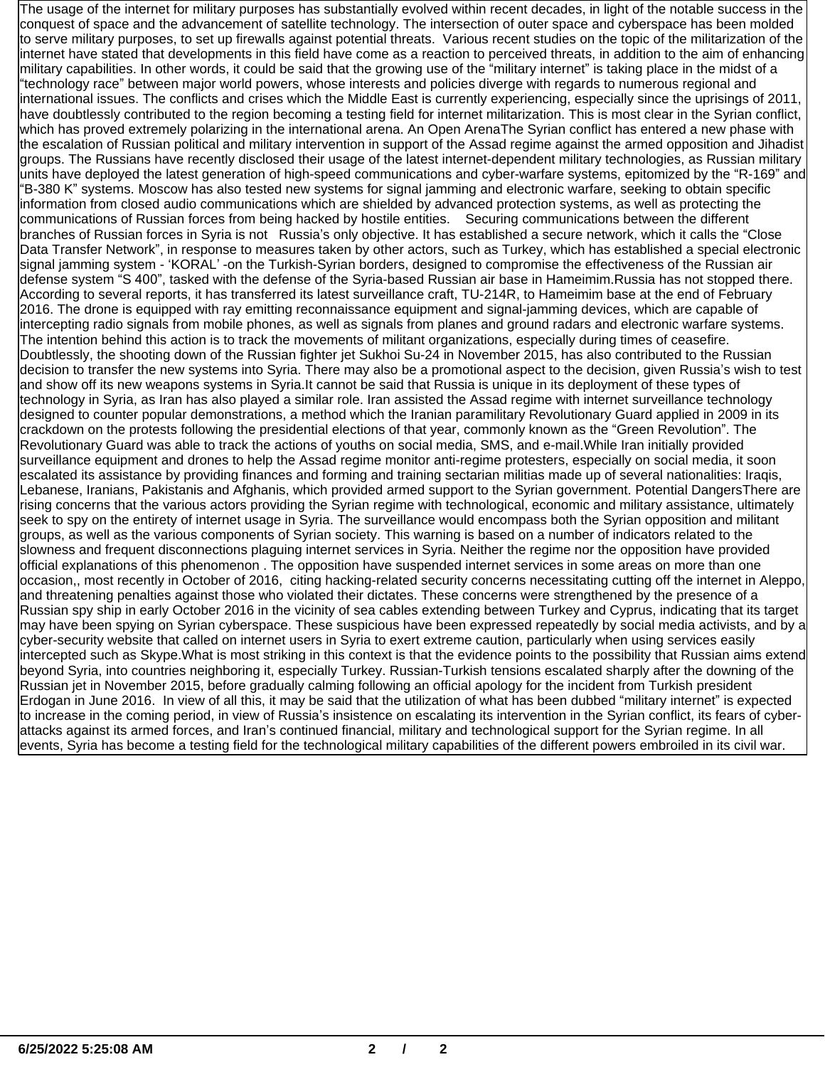The usage of the internet for military purposes has substantially evolved within recent decades, in light of the notable success in the conquest of space and the advancement of satellite technology. The intersection of outer space and cyberspace has been molded to serve military purposes, to set up firewalls against potential threats. Various recent studies on the topic of the militarization of the internet have stated that developments in this field have come as a reaction to perceived threats, in addition to the aim of enhancing military capabilities. In other words, it could be said that the growing use of the "military internet" is taking place in the midst of a "technology race" between major world powers, whose interests and policies diverge with regards to numerous regional and international issues. The conflicts and crises which the Middle East is currently experiencing, especially since the uprisings of 2011, have doubtlessly contributed to the region becoming a testing field for internet militarization. This is most clear in the Syrian conflict, which has proved extremely polarizing in the international arena.

## An Open Arena

The Syrian conflict has entered a new phase with the escalation of Russian political and military intervention in support of the Assad regime against the armed opposition and Jihadist groups. The Russians have recently disclosed their usage of the latest internet-dependent military technologies, as Russian military units have deployed the latest generation of high-speed communications and cyber-warfare systems, epitomized by the "R-169" and "B-380 K" systems. Moscow has also tested new systems for signal jamming and electronic warfare, seeking to obtain specific information from closed audio communications which are shielded by advanced protection systems, as well as protecting the communications of Russian forces from being hacked by hostile entities. Securing communications between the different branches of Russian forces in Syria is not Russia's only objective. It has established a secure network, which it calls the "Close Data Transfer Network", in response to measures taken by other actors, such as Turkey, which has established a special electronic signal jamming system - 'KORAL' -on the Turkish-Syrian borders, designed to compromise the effectiveness of the Russian air defense system "S 400", tasked with the defense of the Syria-based Russian air base in Hameimim.

Russia has not stopped there. According to several reports, it has transferred its latest surveillance craft, TU-214R, to Hameimim base at the end of February 2016. The drone is equipped with ray emitting reconnaissance equipment and signal-jamming devices, which are capable of intercepting radio signals from mobile phones, as well as signals from planes and ground radars and electronic warfare systems. The intention behind this action is to track the movements of militant organizations, especially during times of ceasefire. Doubtlessly, the shooting down of the Russian fighter jet Sukhoi Su-24 in November 2015, has also contributed to the Russian decision to transfer the new systems into Syria. There may also be a promotional aspect to the decision, given Russia's wish to test and show off its new weapons systems in Syria.

It cannot be said that Russia is unique in its deployment of these types of technology in Syria, as Iran has also played a similar role. Iran assisted the Assad regime with internet surveillance technology designed to counter popular demonstrations, a method which the Iranian paramilitary Revolutionary Guard applied in 2009 in its crackdown on the protests following the presidential elections of that year, commonly known as the "Green Revolution". The Revolutionary Guard was able to track the actions of youths on social media, SMS, and e-mail.

While Iran initially provided surveillance equipment and drones to help the Assad regime monitor anti-regime protesters, especially on social media, it soon escalated its assistance by providing finances and forming and training sectarian militias made up of several nationalities: Iraqis, Lebanese, Iranians, Pakistanis and Afghanis, which provided armed support to the Syrian government.

## Potential Dangers

There are rising concerns that the various actors providing the Syrian regime with technological, economic and military assistance, ultimately seek to spy on the entirety of internet usage in Syria. The surveillance would encompass both the Syrian opposition and militant groups, as well as the various components of Syrian society. This warning is based on a number of indicators related to the slowness and frequent disconnections plaguing internet services in Syria. Neither the regime nor the opposition have provided official explanations of this phenomenon . The opposition have suspended internet services in some areas on more than one occasion,, most recently in October of 2016, citing hacking-related security concerns necessitating cutting off the internet in Aleppo, and threatening penalties against those who violated their dictates. These concerns were strengthened by the presence of a Russian spy ship in early October 2016 in the vicinity of sea cables extending between Turkey and Cyprus, indicating that its target may have been spying on Syrian cyberspace. These suspicious have been expressed repeatedly by social media activists, and by a cyber-security website that called on internet users in Syria to exert extreme caution, particularly when using services easily intercepted such as Skype.

What is most striking in this context is that the evidence points to the possibility that Russian aims extend beyond Syria, into countries neighboring it, especially Turkey. Russian-Turkish tensions escalated sharply after the downing of the Russian jet in November 2015, before gradually calming following an official apology for the incident from Turkish president Erdogan in June 2016. In view of all this, it may be said that the utilization of what has been dubbed "military internet" is expected to increase in the coming period, in view of Russia's insistence on escalating its intervention in the Syrian conflict, its fears of cyber-attacks against its armed forces, and Iran's continued financial, military and technological support for the Syrian regime. In all events, Syria has become a testing field for the technological military capabilities of the different powers embroiled in its civil war.